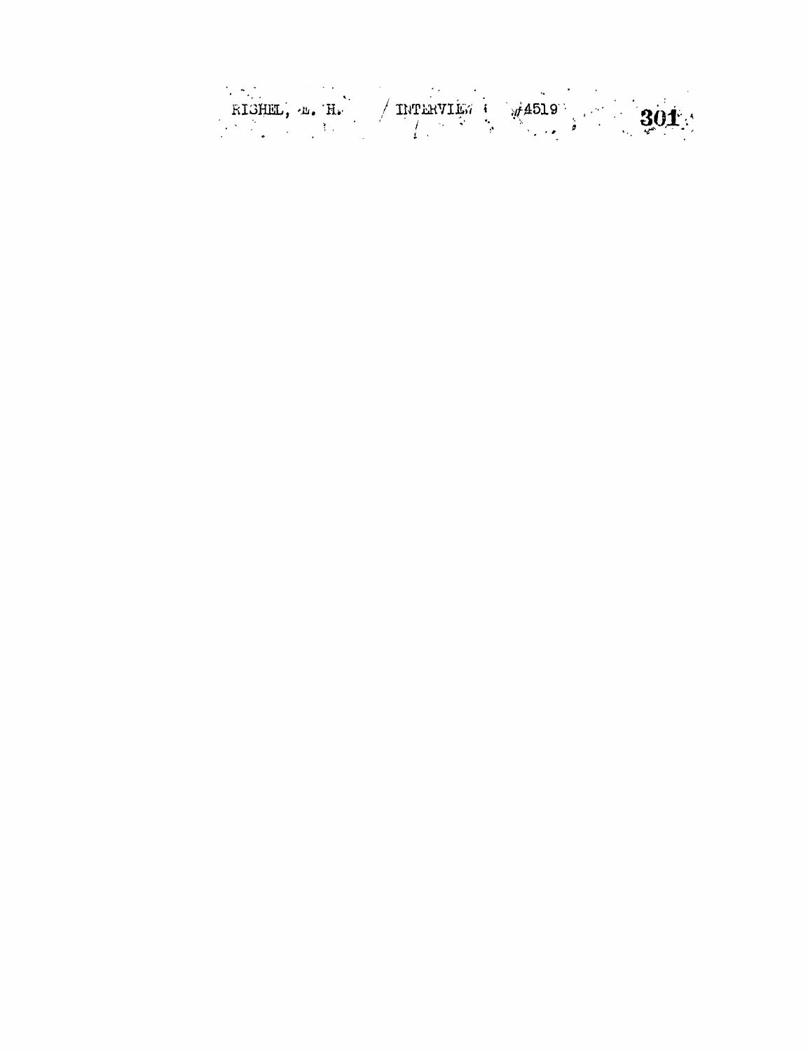RISHEL, E. H. / INTERVIEW #4519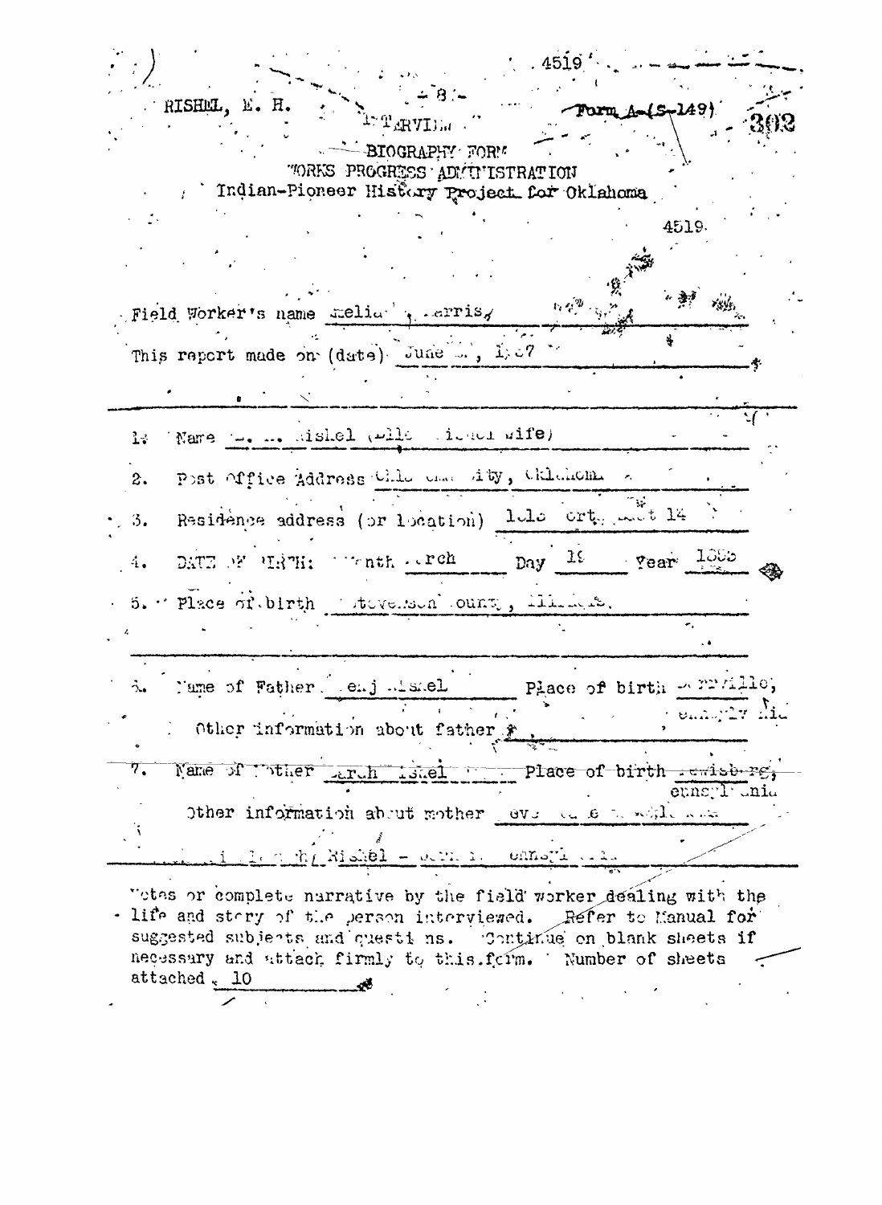RISHEL, E. H.

INTERVIEW.

Form A-(S-149)

BIOGRAPHY FORM
WORKS PROGRESS ADMINISTRATION
Indian-Pioneer History Project for Oklahoma

4519.

Field Worker's name Amelia F. Harris

This report made on (date) June , 1937

---

1. Name E. H. Rishel (with his wife)

2. Post Office Address Oklahoma City, Oklahoma.

3. Residence address (or location) 1616 ort West 14

4. DATE OF BIRTH: Month March Day 19 Year 1865

5. Place of birth Stevenson County, Illinois.

---

6. Name of Father Benj Rishel Place of birth ville, Pennsylvania

Other information about father

7. Name of Mother Sarah Rishel Place of birth Lewisburg, Pennsylvania

Other information about mother

Rishel - Pennsylvania

---

Notes or complete narrative by the field worker dealing with the life and story of the person interviewed. Refer to Manual for suggested subjects and questions. Continue on blank sheets if necessary and attach firmly to this form. Number of sheets attached 10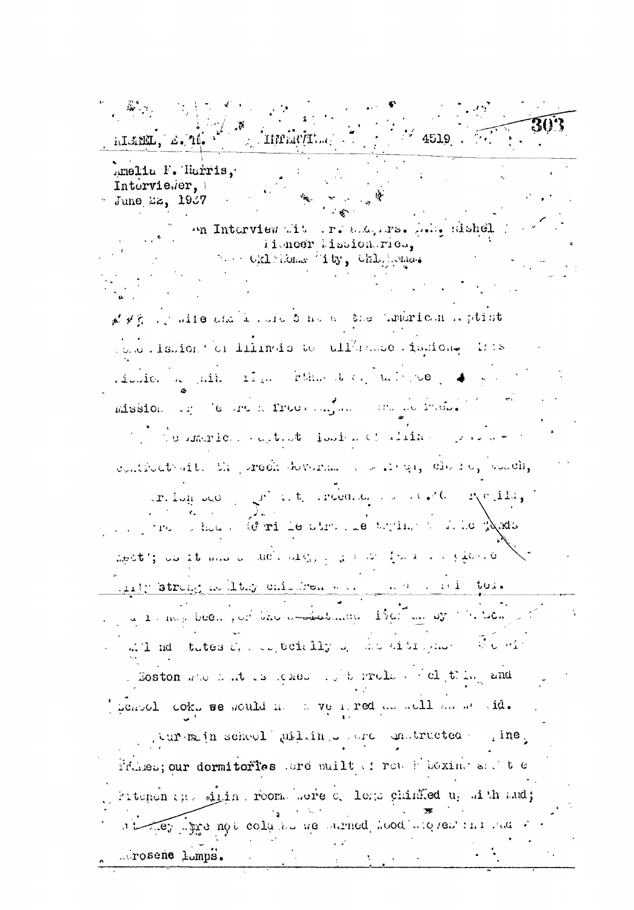Amelia F. Harris,
Interviewer,
June 22, 1937

An Interview with Mr. and Mrs. D.M. Mishel
Pioneer Missionaries,
Oklahoma City, Oklahoma.

... wife and I were 5 ... the American Baptist ... Mission of Illinois to ... Mission. ... mission ... free ...

The American Baptist Mission of Illinois ... contract with the Creek Government ... clothe, teach, ... Creek children ... strong healthy children ...

... been ... United States ... Boston ... clothing and school books we would ... id.

Our main school building were constructed ... pine frames; our dormitories were built of rough boxing and the kitchen and dining rooms were of logs chinked up with mud; ... they were not cold as we burned wood stoves and had kerosene lamps.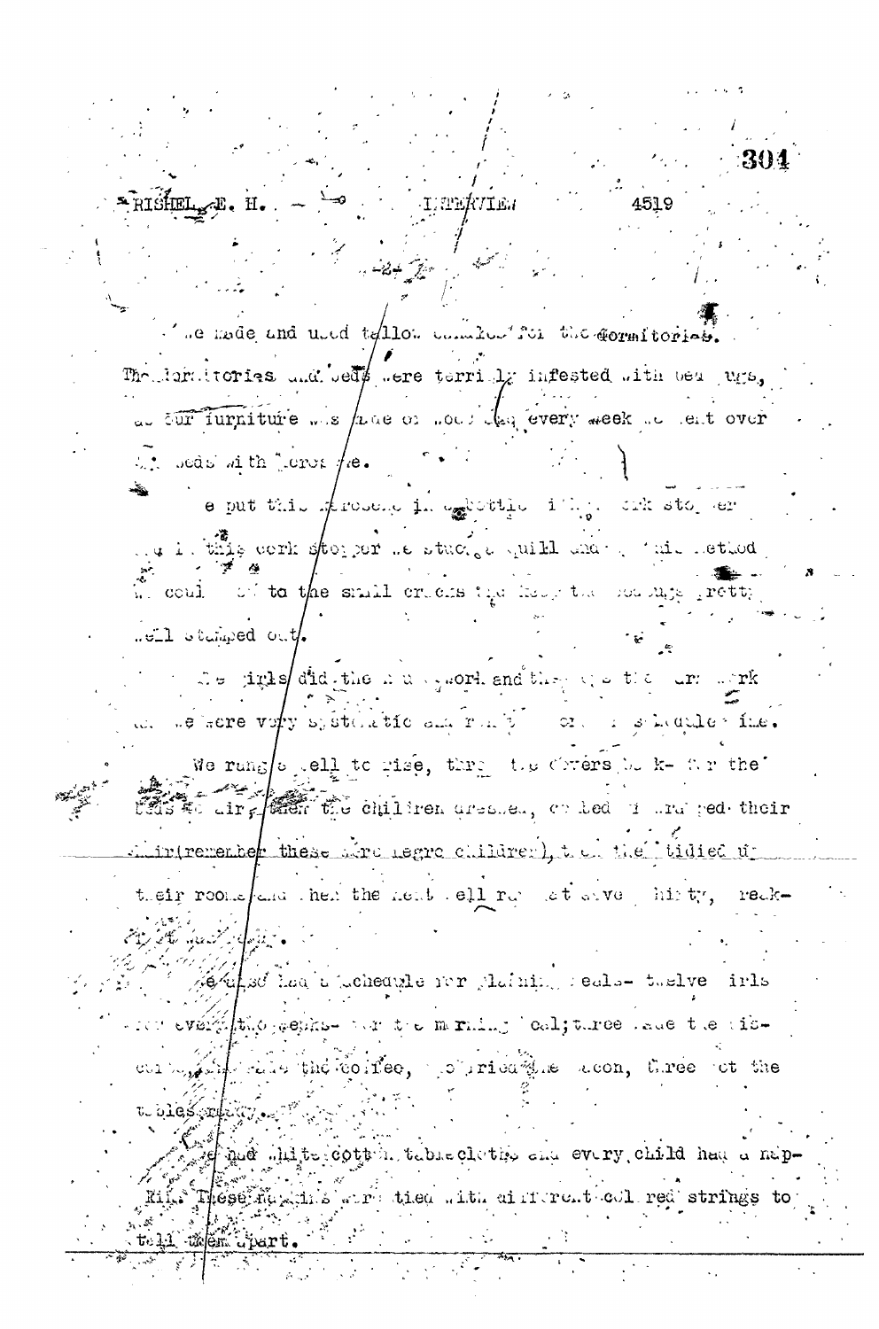RISHEL, E. H. INTERVIEW 4519

- 2 -

We made and used tallow candles for the dormitories. The dormitories and beds were terribly infested with bed bugs, as our furniture was made of wood and every week we went over the beds with kerosene.

We put this kerosene in a bottle with a cork stopper and in this cork stopper we stuck a quill and by this method we could get to the small cracks and keep the bedbugs pretty well stamped out.

The girls did the housework and the boys the farm work and we were very systematic and ran by a schedule time.

We rang a bell to rise, threw the covers back for the beds to air, then the children dressed, combed and braided their hair (remember these were negro children), then they tidied up their rooms and then the next bell rang at five thirty, breakfast.

We also had a schedule for planning meals - twelve girls were every two weeks for the morning meal; three made the biscuits, three made the coffee, three fried the bacon, three set the tables ready.

We had white cotton tablecloths and every child had a napkin. These napkins were tied with different colored strings to tell them apart.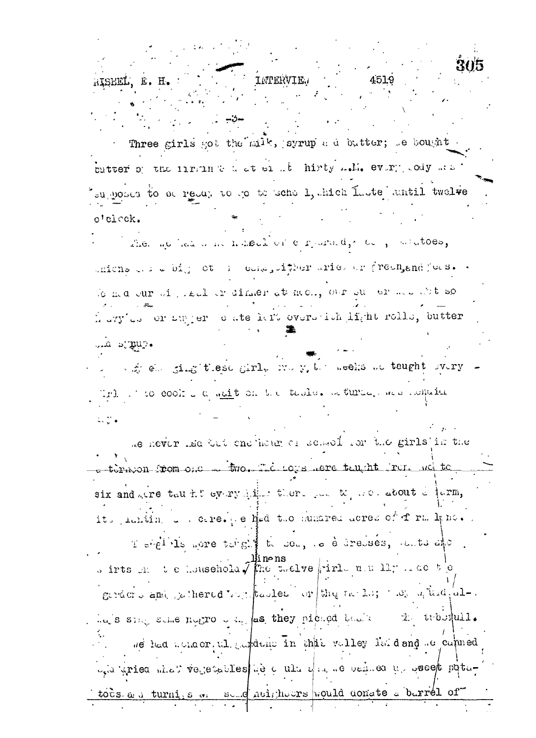-3-

Three girls got the milk, syrup and butter; we bought butter of the farmers at eight thirty A.M. everybody was supposed to be ready to go to school, which lasted until twelve o'clock.

Then we had a noon meal of cornbread, beef, potatoes, onions and a big pot of beans, either dried or green, and peas. We had our big meal or dinner at noon, our supper was not so heavy as our supper was left over light rolls, butter and syrup.

In teaching these girls every two weeks we taught every girl to cook and wait on the table. We turned was remaining ...

We never had but one hour of school for the girls in the afternoon from one to two. The boys were taught from one to six and were taught everything there was to know about a farm, its planting and care. We had two hundred acres of farm land.

The girls were taught to sew, make dresses, pants and shirts and the household linens. The twelve girls usually made the gardens and gathered vegetables for the meals; they would always sing some negro songs as they picked beans and it was beautiful.

We had wonderful gardens in that valley land and we canned and dried what vegetables we could and we banked up sweet potatoes and turnips and some neighbors would donate a barrel of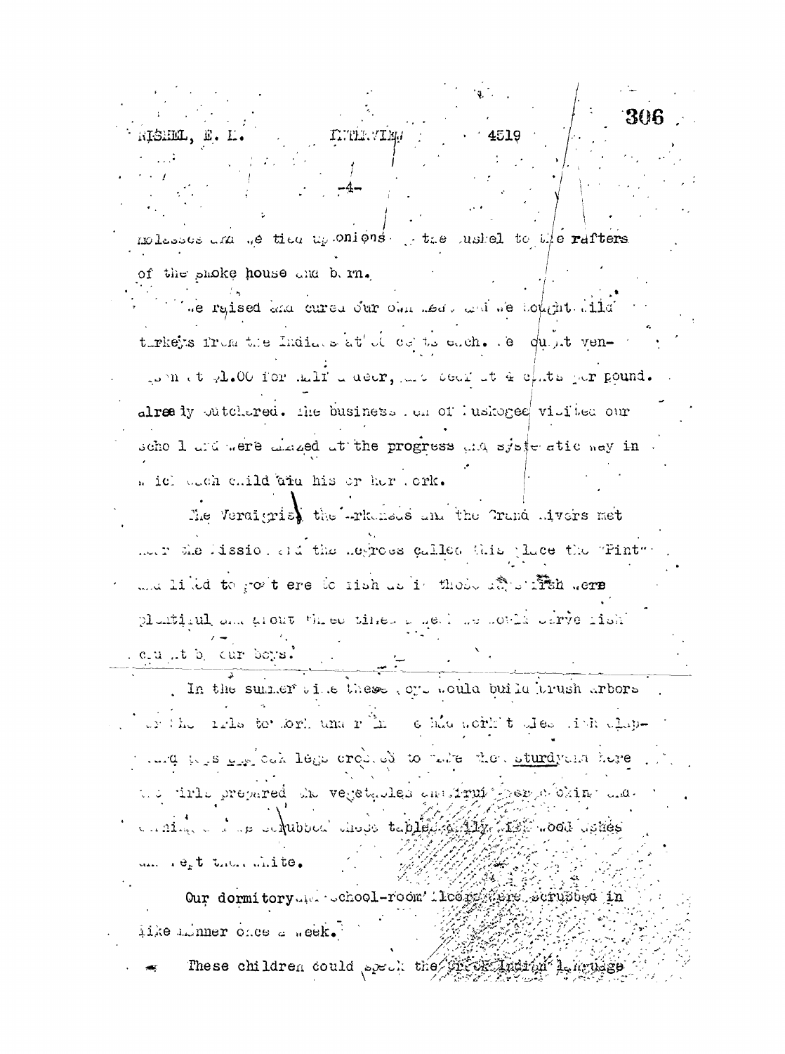molasses and we tied up onions by the bushel to the rafters of the smoke house and barn.

We raised and cured our own meat and we bought wild turkeys from the Indians at 25 cents each. We bought venison at $1.00 for half a deer, and beef at 4 cents per pound already butchered. The business men of Muskogee visited our school and were amazed at the progress and systematic way in which each child did his or her work.

The Verdigris, the Arkansas and the Grand Rivers met near the Mission and the Negroes called this place the "Pint" and liked to go there to fish as in those days fish were plentiful and about three times a week we would serve fish caught by our boys.

In the summer time these boys would build brush arbors for the girls to work under and they had work tables with clapboard tops and oak legs crossed to make them sturdy and here the girls prepared the vegetables and fruit for cooking and canning and they scrubbed these tables daily with wood ashes and kept them white.

Our dormitory and school-room floors were scrubbed in like manner once a week.

These children could speak the Creek Indian language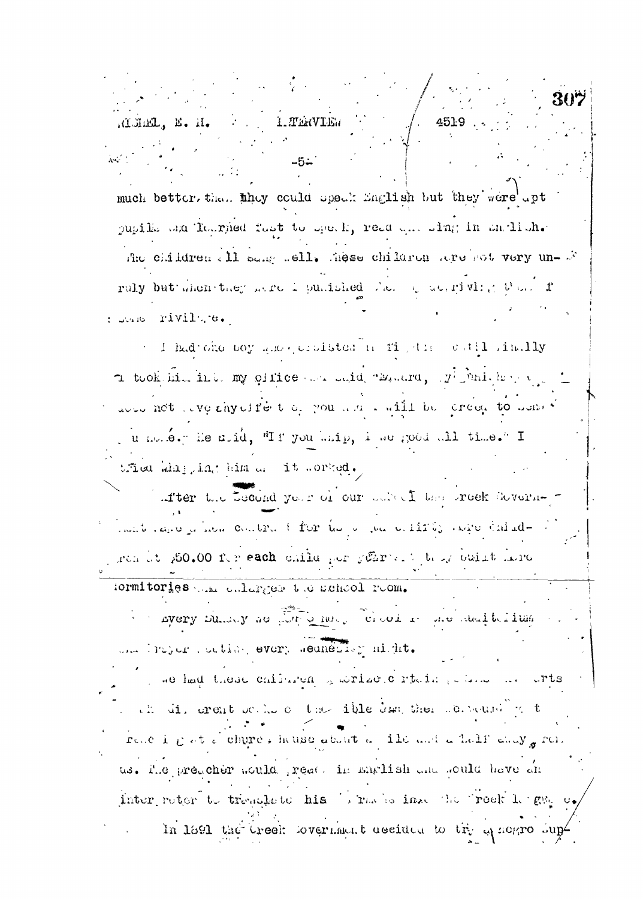much better, than they could speak English but they were apt pupils and learned fast to speak, read and sing in English. The children all sang well. These children were not very unruly but when they were punished they were deprived of some privilege.

I had one boy who persisted in fighting until finally I took him into my office and said, "Edward, by punishing you it does not have any effect on you and I will be forced to send you home." He said, "If you whip, I be good all time." I tried whipping him and it worked.

After the second year of our school the Creek Government made a new contract for us to care for forty more children at $50.00 for each child per year and they built more dormitories and enlarged the school room.

Every Sunday we had Sunday School in the auditorium and prayer meeting every Wednesday night.

We had these children memorize certain passages and parts of different books of the Bible and then we would go to a church house about a mile and a half away from us. The preacher would preach in English and would have an interpreter to translate his sermons into the Creek language.

In 1891 the Creek Government decided to try a negro Sup-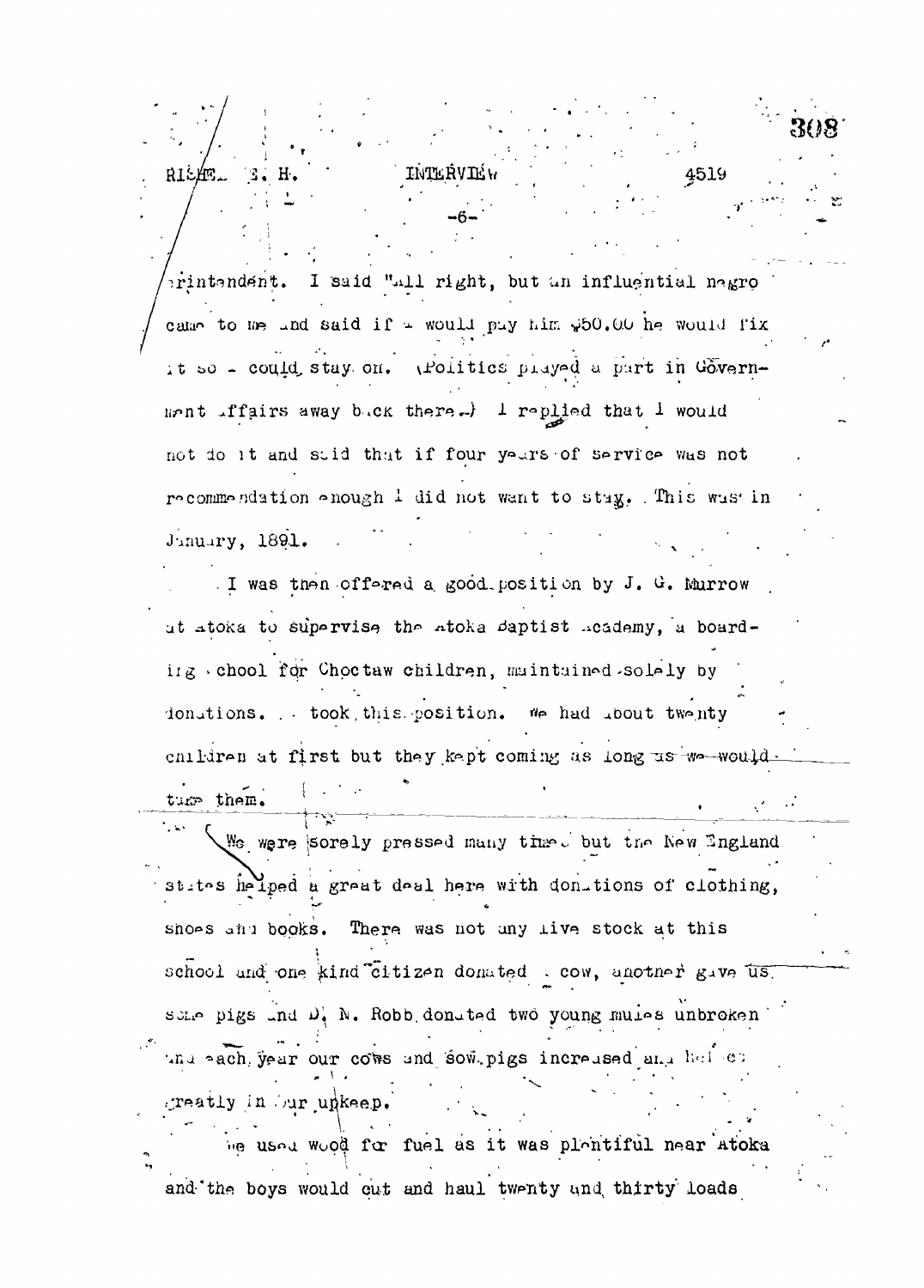perintendent. I said "all right, but an influential negro came to me and said if I would pay him $50.00 he would fix it so I could stay on. (Politics played a part in Government affairs away back there.) I replied that I would not do it and said that if four years of service was not recommendation enough I did not want to stay. This was in January, 1891.

I was then offered a good position by J. G. Murrow at Atoka to supervise the Atoka Baptist Academy, a boarding school for Choctaw children, maintained solely by donations. I took this position. We had about twenty children at first but they kept coming as long as we would take them.

We were sorely pressed many times but the New England states helped a great deal here with donations of clothing, shoes and books. There was not any live stock at this school and one kind citizen donated a cow, another gave us some pigs and D. N. Robb donated two young mules unbroken and each year our cows and sow pigs increased and helped greatly in our upkeep.

We used wood for fuel as it was plentiful near Atoka and the boys would cut and haul twenty and thirty loads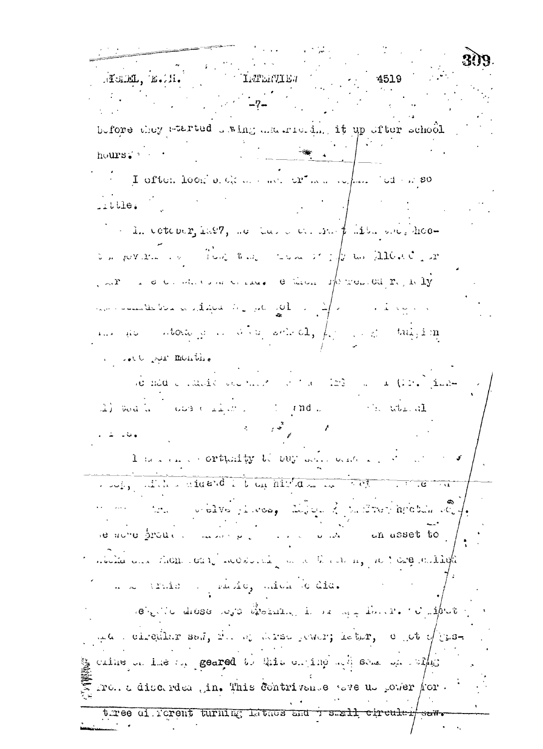before they started sawing materials it up after school hours.

I often look back on ... so little.

In October, 1897, we ... the ... government ... allowed ... per ... month.

We had a music ... and ...

I ... opportunity to buy ... twelve pieces, ... We were proud ... an asset to ... were called ...

... these boys ... a circular saw, ... horse power; later, ... geared to this engine ... from a discarded gin. This contrivance gave us power for three different turning lathes and a small circular saw.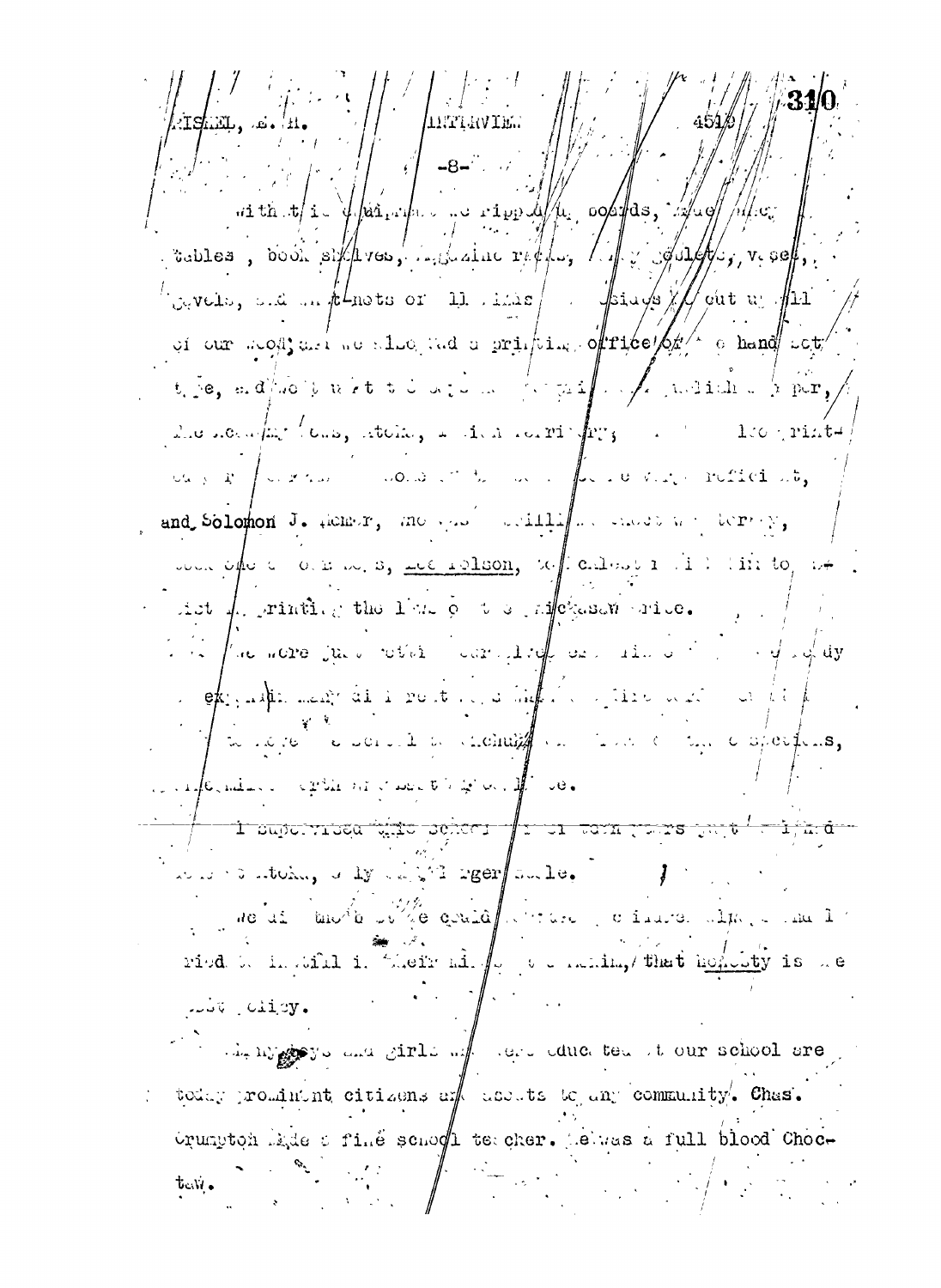with it in equipment we ripped up boards, made many tables, book shelves, magazine racks, ... goulets, vases, gavels, and ...-nots of all kinds ... besides ... cut up all of our wood; and we also had a printing office of ... hand set type, and we ... the ... , published a paper, The ... News, Atoka, ... Indian Territory; ... printers ... were very efficient, and Solomon J. Homer, who was ... Chickasaw Territory, took one of ... boys, Lee Nelson, to ... him to assist in printing the laws of the Chickasaw Tribe.

We were ... already ... experiments ... , ... school ... species, ... .

I supervised this school for ... years ... Atoka, ... larger scale.

We did ... could ... and I tried to instill in their minds ... that honesty is the best policy.

Many boys and girls who were educated at our school are today prominent citizens and assets to any community. Chas. Crumpton made a fine school teacher. He was a full blood Choctaw.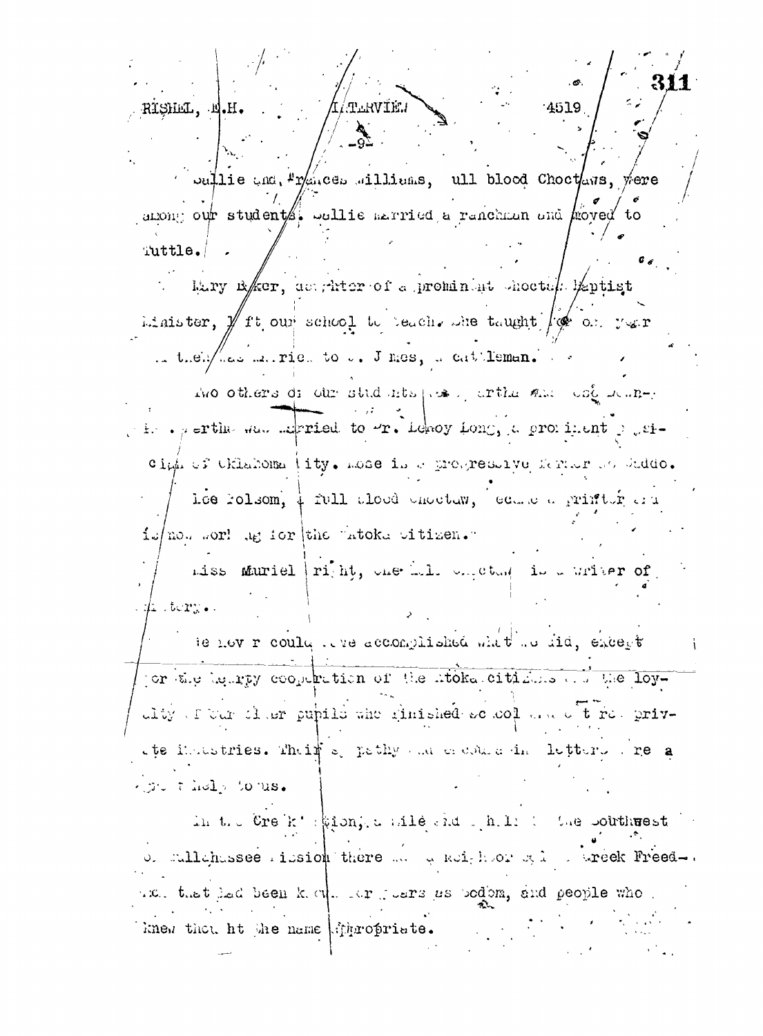Sallie and Frances Williams, full blood Choctaws, were among our students. Sallie married a ranchman and moved to Tuttle.

Mary Baker, daughter of a prominent Choctaw Baptist Minister, left our school to teach. She taught for one year and then was married to W. Jones, a cattleman.

Two others of our students were Bertha and Rose Dean. Bertha was married to Dr. LeRoy Long, a prominent physician of Oklahoma City. Rose is a progressive farmer at Caddo.

Lee Folsom, a full blood Choctaw, became a printer and is now working for the Atoka Citizen.

Miss Muriel Wright, one-half Choctaw, is a writer of history.

We never could have accomplished what we did, except for the hearty cooperation of the Atoka citizens and the loyalty of our older pupils who finished school and went to private industries. Their sympathy and encouraging letters were a great help to us.

In the Creek Nation, a mile and a half to the southwest of Tullahassee Mission there was a neighborhood of Creek Freedmen that had been known for years as Sodom, and people who knew thought the name appropriate.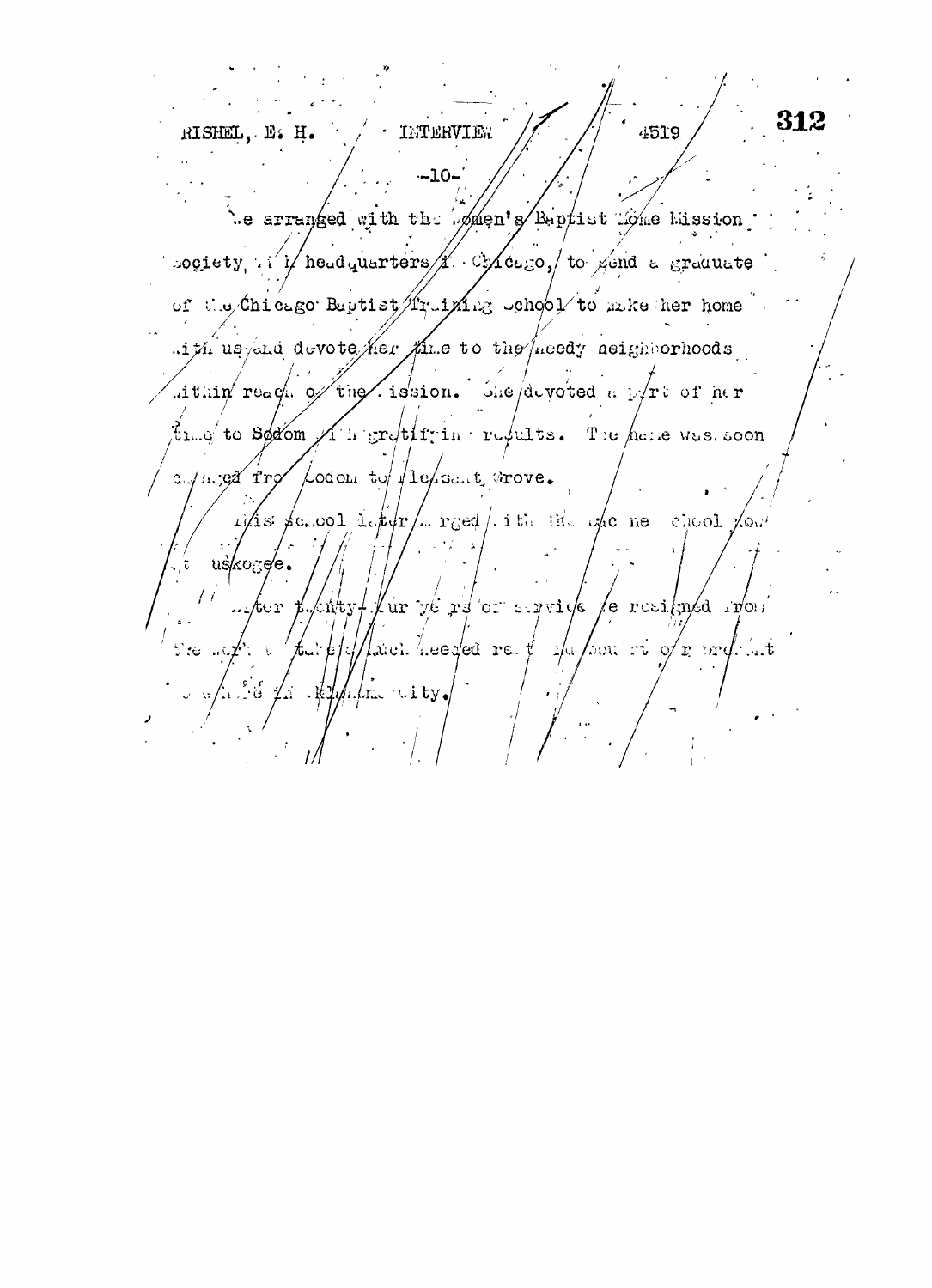We arranged with the Women's Baptist Home Mission Society with headquarters in Chicago, to send a graduate of the Chicago Baptist Training School to make her home with us and devote her time to the needy neighborhoods within reach of the Mission. She devoted a part of her time to Sodom with gratifying results. The name was soon changed from Sodom to Pleasant Grove.

This school later merged with the Bacone School now at Muskogee.

After twenty-four years of service we resigned from the work to take a much needed rest and bought our present home in Oklahoma City.